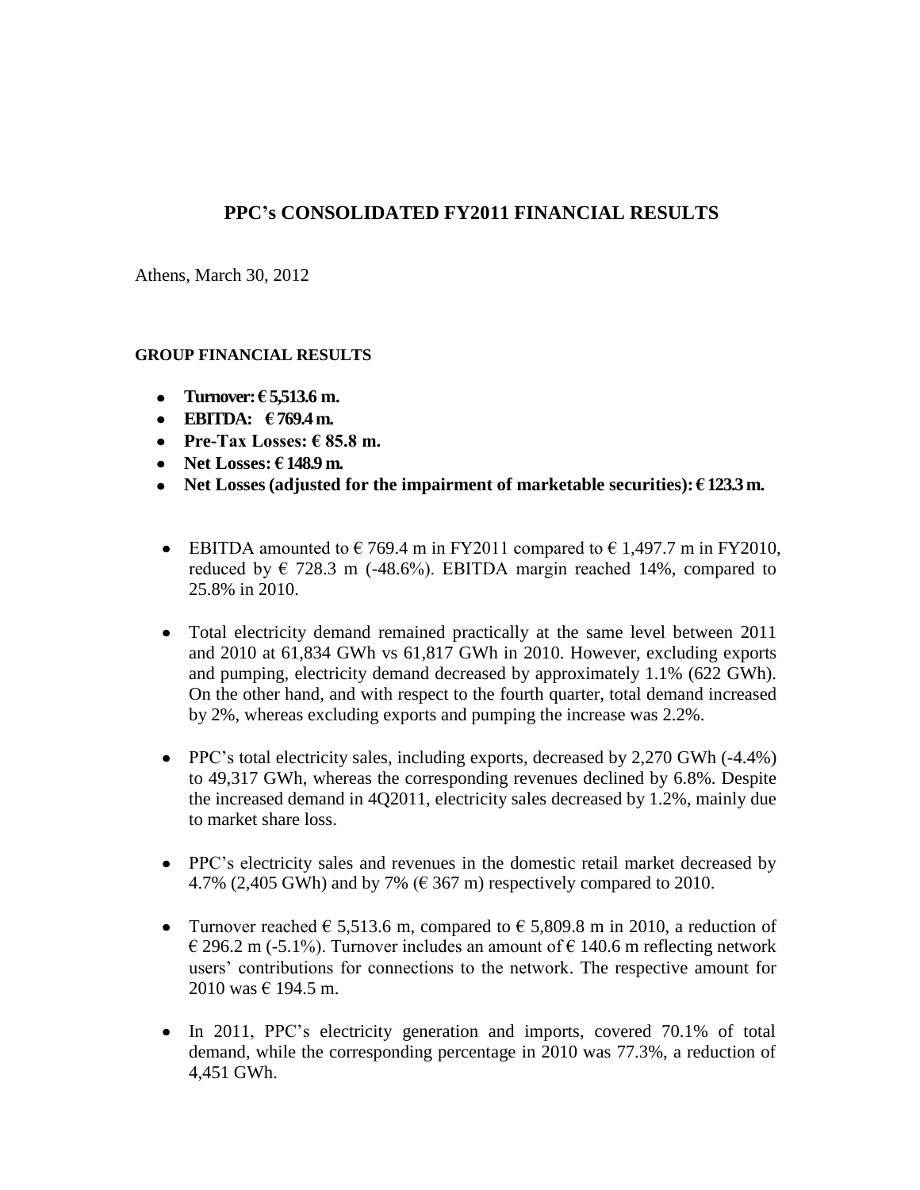# PPC's CONSOLIDATED FY2011 FINANCIAL RESULTS

Athens, March 30, 2012

**GROUP FINANCIAL RESULTS**

- **Turnover: € 5,513.6 m.**
- **EBITDA: € 769.4 m.**
- **Pre-Tax Losses: € 85.8 m.**
- **Net Losses: € 148.9 m.**
- **Net Losses (adjusted for the impairment of marketable securities): € 123.3 m.**

- EBITDA amounted to € 769.4 m in FY2011 compared to € 1,497.7 m in FY2010, reduced by € 728.3 m (-48.6%). EBITDA margin reached 14%, compared to 25.8% in 2010.

- Total electricity demand remained practically at the same level between 2011 and 2010 at 61,834 GWh vs 61,817 GWh in 2010. However, excluding exports and pumping, electricity demand decreased by approximately 1.1% (622 GWh). On the other hand, and with respect to the fourth quarter, total demand increased by 2%, whereas excluding exports and pumping the increase was 2.2%.

- PPC's total electricity sales, including exports, decreased by 2,270 GWh (-4.4%) to 49,317 GWh, whereas the corresponding revenues declined by 6.8%. Despite the increased demand in 4Q2011, electricity sales decreased by 1.2%, mainly due to market share loss.

- PPC's electricity sales and revenues in the domestic retail market decreased by 4.7% (2,405 GWh) and by 7% (€ 367 m) respectively compared to 2010.

- Turnover reached € 5,513.6 m, compared to € 5,809.8 m in 2010, a reduction of € 296.2 m (-5.1%). Turnover includes an amount of € 140.6 m reflecting network users' contributions for connections to the network. The respective amount for 2010 was € 194.5 m.

- In 2011, PPC's electricity generation and imports, covered 70.1% of total demand, while the corresponding percentage in 2010 was 77.3%, a reduction of 4,451 GWh.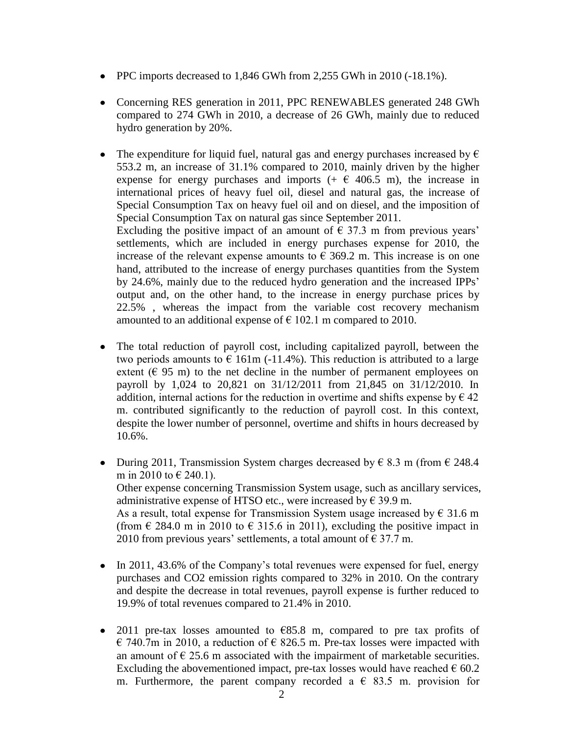- PPC imports decreased to 1,846 GWh from 2,255 GWh in 2010 (-18.1%).

- Concerning RES generation in 2011, PPC RENEWABLES generated 248 GWh compared to 274 GWh in 2010, a decrease of 26 GWh, mainly due to reduced hydro generation by 20%.

- The expenditure for liquid fuel, natural gas and energy purchases increased by € 553.2 m, an increase of 31.1% compared to 2010, mainly driven by the higher expense for energy purchases and imports (+ € 406.5 m), the increase in international prices of heavy fuel oil, diesel and natural gas, the increase of Special Consumption Tax on heavy fuel oil and on diesel, and the imposition of Special Consumption Tax on natural gas since September 2011.
  Excluding the positive impact of an amount of € 37.3 m from previous years' settlements, which are included in energy purchases expense for 2010, the increase of the relevant expense amounts to € 369.2 m. This increase is on one hand, attributed to the increase of energy purchases quantities from the System by 24.6%, mainly due to the reduced hydro generation and the increased IPPs' output and, on the other hand, to the increase in energy purchase prices by 22.5% , whereas the impact from the variable cost recovery mechanism amounted to an additional expense of € 102.1 m compared to 2010.

- The total reduction of payroll cost, including capitalized payroll, between the two periods amounts to € 161m (-11.4%). This reduction is attributed to a large extent (€ 95 m) to the net decline in the number of permanent employees on payroll by 1,024 to 20,821 on 31/12/2011 from 21,845 on 31/12/2010. In addition, internal actions for the reduction in overtime and shifts expense by € 42 m. contributed significantly to the reduction of payroll cost. In this context, despite the lower number of personnel, overtime and shifts in hours decreased by 10.6%.

- During 2011, Transmission System charges decreased by € 8.3 m (from € 248.4 m in 2010 to € 240.1).
  Other expense concerning Transmission System usage, such as ancillary services, administrative expense of HTSO etc., were increased by € 39.9 m.
  As a result, total expense for Transmission System usage increased by € 31.6 m (from € 284.0 m in 2010 to € 315.6 in 2011), excluding the positive impact in 2010 from previous years' settlements, a total amount of € 37.7 m.

- In 2011, 43.6% of the Company's total revenues were expensed for fuel, energy purchases and $CO_2$ emission rights compared to 32% in 2010. On the contrary and despite the decrease in total revenues, payroll expense is further reduced to 19.9% of total revenues compared to 21.4% in 2010.

- 2011 pre-tax losses amounted to €85.8 m, compared to pre tax profits of € 740.7m in 2010, a reduction of € 826.5 m. Pre-tax losses were impacted with an amount of € 25.6 m associated with the impairment of marketable securities. Excluding the abovementioned impact, pre-tax losses would have reached € 60.2 m. Furthermore, the parent company recorded a € 83.5 m. provision for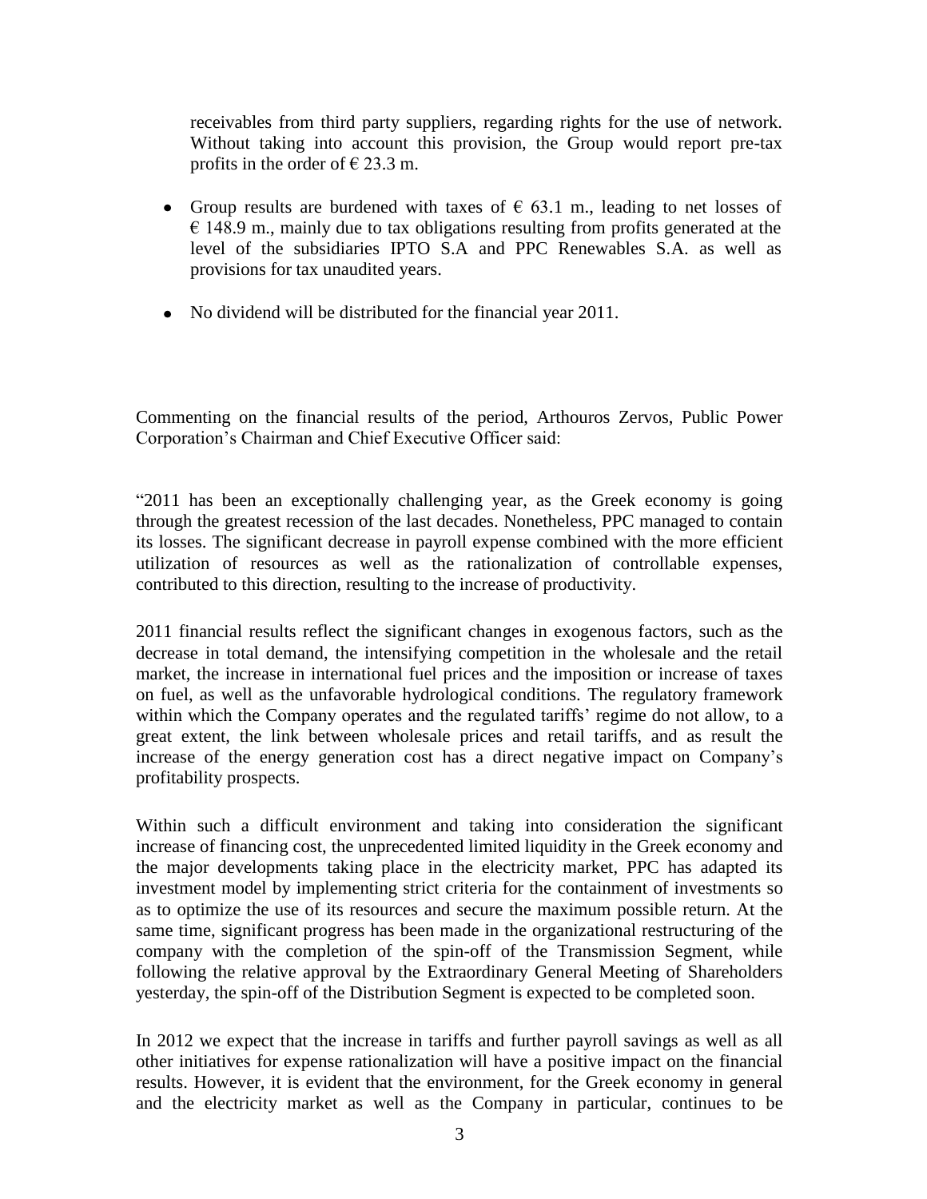receivables from third party suppliers, regarding rights for the use of network. Without taking into account this provision, the Group would report pre-tax profits in the order of € 23.3 m.

- Group results are burdened with taxes of € 63.1 m., leading to net losses of € 148.9 m., mainly due to tax obligations resulting from profits generated at the level of the subsidiaries IPTO S.A and PPC Renewables S.A. as well as provisions for tax unaudited years.
- No dividend will be distributed for the financial year 2011.

Commenting on the financial results of the period, Arthouros Zervos, Public Power Corporation's Chairman and Chief Executive Officer said:

"2011 has been an exceptionally challenging year, as the Greek economy is going through the greatest recession of the last decades. Nonetheless, PPC managed to contain its losses. The significant decrease in payroll expense combined with the more efficient utilization of resources as well as the rationalization of controllable expenses, contributed to this direction, resulting to the increase of productivity.

2011 financial results reflect the significant changes in exogenous factors, such as the decrease in total demand, the intensifying competition in the wholesale and the retail market, the increase in international fuel prices and the imposition or increase of taxes on fuel, as well as the unfavorable hydrological conditions. The regulatory framework within which the Company operates and the regulated tariffs' regime do not allow, to a great extent, the link between wholesale prices and retail tariffs, and as result the increase of the energy generation cost has a direct negative impact on Company's profitability prospects.

Within such a difficult environment and taking into consideration the significant increase of financing cost, the unprecedented limited liquidity in the Greek economy and the major developments taking place in the electricity market, PPC has adapted its investment model by implementing strict criteria for the containment of investments so as to optimize the use of its resources and secure the maximum possible return. At the same time, significant progress has been made in the organizational restructuring of the company with the completion of the spin-off of the Transmission Segment, while following the relative approval by the Extraordinary General Meeting of Shareholders yesterday, the spin-off of the Distribution Segment is expected to be completed soon.

In 2012 we expect that the increase in tariffs and further payroll savings as well as all other initiatives for expense rationalization will have a positive impact on the financial results. However, it is evident that the environment, for the Greek economy in general and the electricity market as well as the Company in particular, continues to be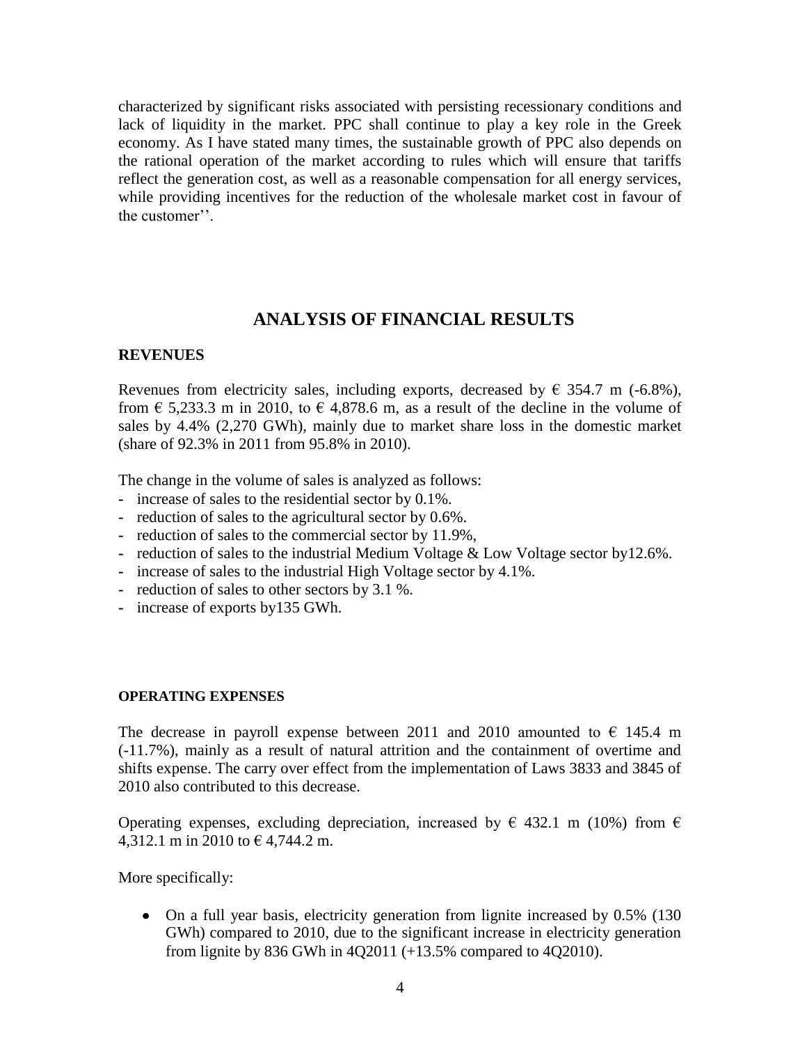characterized by significant risks associated with persisting recessionary conditions and lack of liquidity in the market. PPC shall continue to play a key role in the Greek economy. As I have stated many times, the sustainable growth of PPC also depends on the rational operation of the market according to rules which will ensure that tariffs reflect the generation cost, as well as a reasonable compensation for all energy services, while providing incentives for the reduction of the wholesale market cost in favour of the customer''.

## ANALYSIS OF FINANCIAL RESULTS

### REVENUES

Revenues from electricity sales, including exports, decreased by € 354.7 m (-6.8%), from € 5,233.3 m in 2010, to € 4,878.6 m, as a result of the decline in the volume of sales by 4.4% (2,270 GWh), mainly due to market share loss in the domestic market (share of 92.3% in 2011 from 95.8% in 2010).

The change in the volume of sales is analyzed as follows:

- increase of sales to the residential sector by 0.1%.
- reduction of sales to the agricultural sector by 0.6%.
- reduction of sales to the commercial sector by 11.9%,
- reduction of sales to the industrial Medium Voltage & Low Voltage sector by12.6%.
- increase of sales to the industrial High Voltage sector by 4.1%.
- reduction of sales to other sectors by 3.1 %.
- increase of exports by135 GWh.

#### OPERATING EXPENSES

The decrease in payroll expense between 2011 and 2010 amounted to € 145.4 m (-11.7%), mainly as a result of natural attrition and the containment of overtime and shifts expense. The carry over effect from the implementation of Laws 3833 and 3845 of 2010 also contributed to this decrease.

Operating expenses, excluding depreciation, increased by € 432.1 m (10%) from € 4,312.1 m in 2010 to € 4,744.2 m.

More specifically:

- On a full year basis, electricity generation from lignite increased by 0.5% (130 GWh) compared to 2010, due to the significant increase in electricity generation from lignite by 836 GWh in 4Q2011 (+13.5% compared to 4Q2010).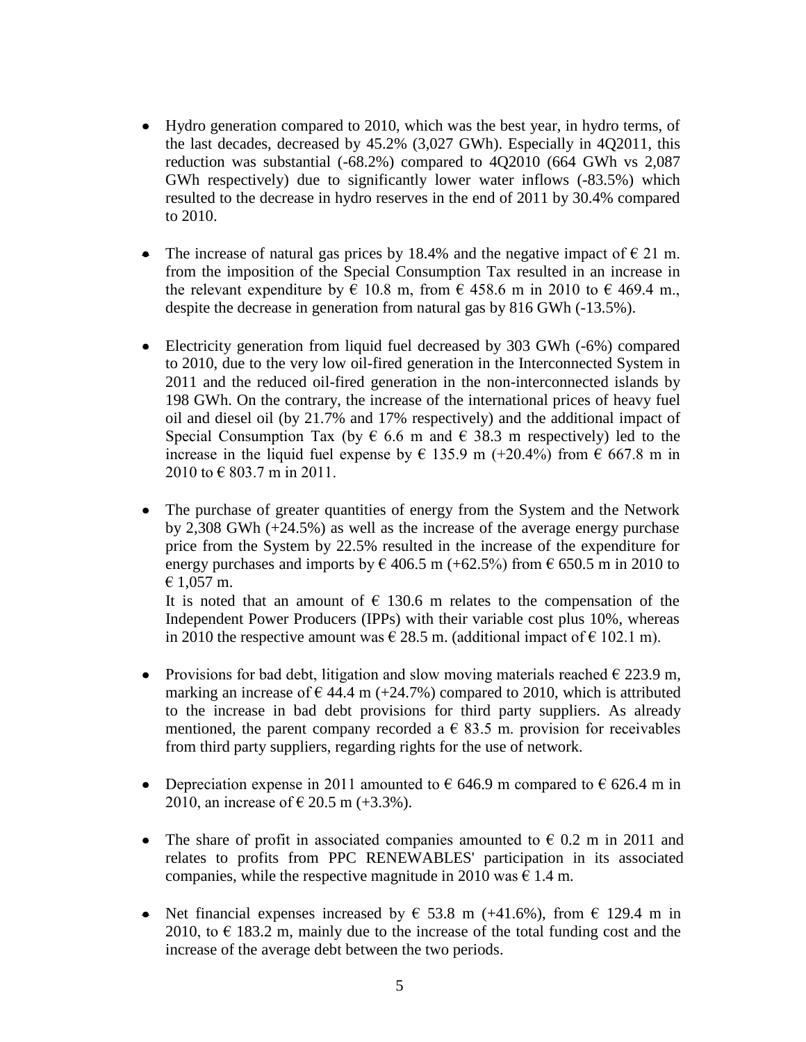- Hydro generation compared to 2010, which was the best year, in hydro terms, of the last decades, decreased by 45.2% (3,027 GWh). Especially in 4Q2011, this reduction was substantial (-68.2%) compared to 4Q2010 (664 GWh vs 2,087 GWh respectively) due to significantly lower water inflows (-83.5%) which resulted to the decrease in hydro reserves in the end of 2011 by 30.4% compared to 2010.

- The increase of natural gas prices by 18.4% and the negative impact of € 21 m. from the imposition of the Special Consumption Tax resulted in an increase in the relevant expenditure by € 10.8 m, from € 458.6 m in 2010 to € 469.4 m., despite the decrease in generation from natural gas by 816 GWh (-13.5%).

- Electricity generation from liquid fuel decreased by 303 GWh (-6%) compared to 2010, due to the very low oil-fired generation in the Interconnected System in 2011 and the reduced oil-fired generation in the non-interconnected islands by 198 GWh. On the contrary, the increase of the international prices of heavy fuel oil and diesel oil (by 21.7% and 17% respectively) and the additional impact of Special Consumption Tax (by € 6.6 m and € 38.3 m respectively) led to the increase in the liquid fuel expense by € 135.9 m (+20.4%) from € 667.8 m in 2010 to € 803.7 m in 2011.

- The purchase of greater quantities of energy from the System and the Network by 2,308 GWh (+24.5%) as well as the increase of the average energy purchase price from the System by 22.5% resulted in the increase of the expenditure for energy purchases and imports by € 406.5 m (+62.5%) from € 650.5 m in 2010 to € 1,057 m.
  It is noted that an amount of € 130.6 m relates to the compensation of the Independent Power Producers (IPPs) with their variable cost plus 10%, whereas in 2010 the respective amount was € 28.5 m. (additional impact of € 102.1 m).

- Provisions for bad debt, litigation and slow moving materials reached € 223.9 m, marking an increase of € 44.4 m (+24.7%) compared to 2010, which is attributed to the increase in bad debt provisions for third party suppliers. As already mentioned, the parent company recorded a € 83.5 m. provision for receivables from third party suppliers, regarding rights for the use of network.

- Depreciation expense in 2011 amounted to € 646.9 m compared to € 626.4 m in 2010, an increase of € 20.5 m (+3.3%).

- The share of profit in associated companies amounted to € 0.2 m in 2011 and relates to profits from PPC RENEWABLES' participation in its associated companies, while the respective magnitude in 2010 was € 1.4 m.

- Net financial expenses increased by € 53.8 m (+41.6%), from € 129.4 m in 2010, to € 183.2 m, mainly due to the increase of the total funding cost and the increase of the average debt between the two periods.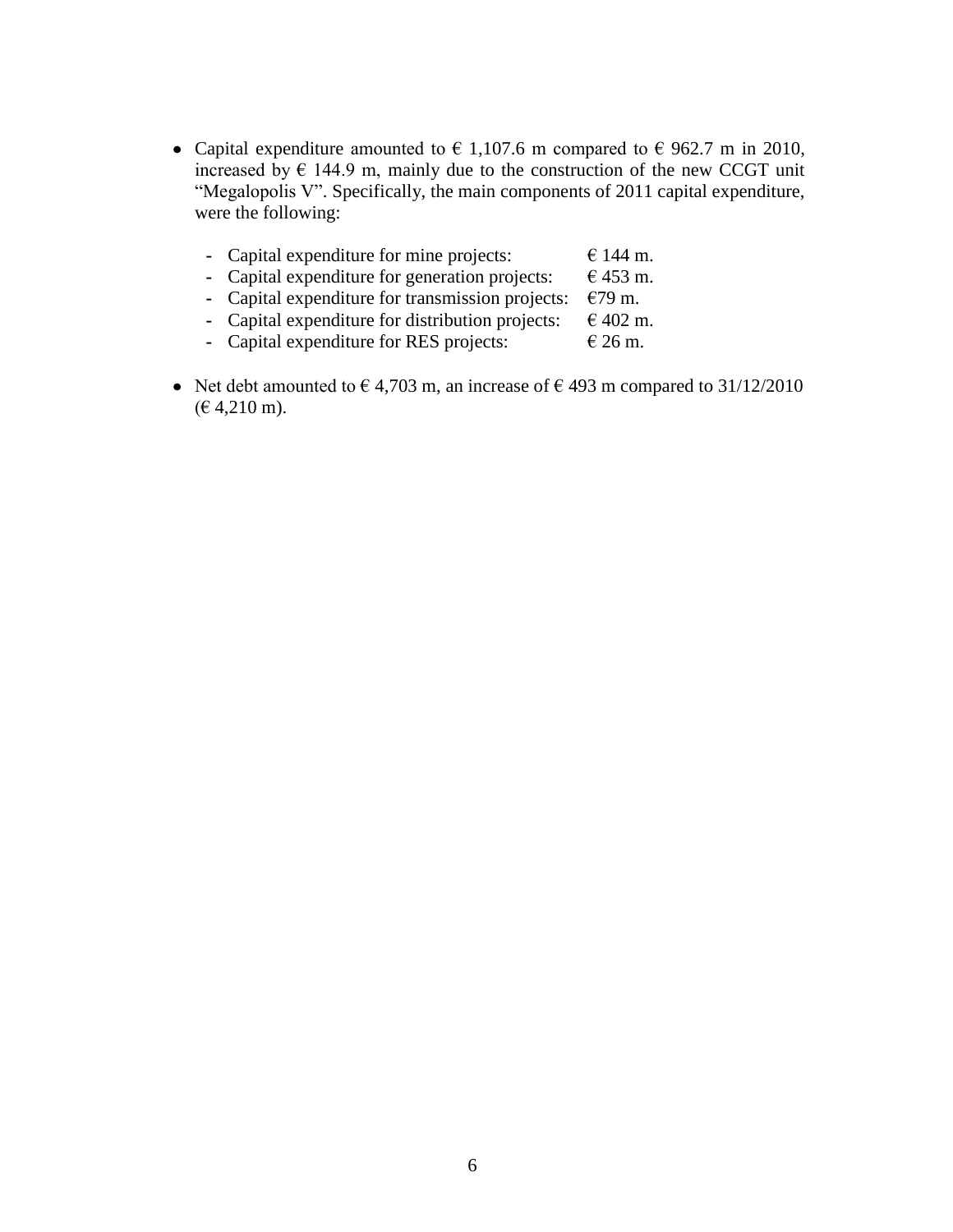- Capital expenditure amounted to € 1,107.6 m compared to € 962.7 m in 2010, increased by € 144.9 m, mainly due to the construction of the new CCGT unit "Megalopolis V". Specifically, the main components of 2011 capital expenditure, were the following:

  - Capital expenditure for mine projects: € 144 m.
  - Capital expenditure for generation projects: € 453 m.
  - Capital expenditure for transmission projects: €79 m.
  - Capital expenditure for distribution projects: € 402 m.
  - Capital expenditure for RES projects: € 26 m.

- Net debt amounted to € 4,703 m, an increase of € 493 m compared to 31/12/2010 (€ 4,210 m).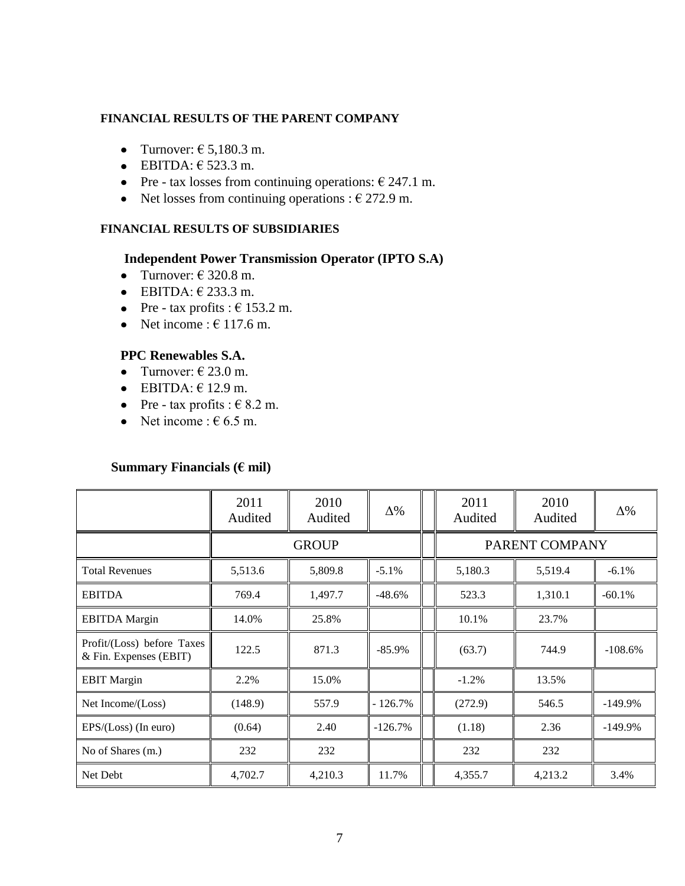## FINANCIAL RESULTS OF THE PARENT COMPANY

- Turnover: € 5,180.3 m.
- EBITDA: € 523.3 m.
- Pre - tax losses from continuing operations: € 247.1 m.
- Net losses from continuing operations : € 272.9 m.

## FINANCIAL RESULTS OF SUBSIDIARIES

### Independent Power Transmission Operator (IPTO S.A)

- Turnover: € 320.8 m.
- EBITDA: € 233.3 m.
- Pre - tax profits : € 153.2 m.
- Net income : € 117.6 m.

### PPC Renewables S.A.

- Turnover: € 23.0 m.
- EBITDA: € 12.9 m.
- Pre - tax profits : € 8.2 m.
- Net income : € 6.5 m.

### Summary Financials (€ mil)

| | 2011 Audited | 2010 Audited | Δ% | | 2011 Audited | 2010 Audited | Δ% |
|---|---|---|---|---|---|---|---|
| | GROUP | | | | PARENT COMPANY | | |
| Total Revenues | 5,513.6 | 5,809.8 | -5.1% | | 5,180.3 | 5,519.4 | -6.1% |
| EBITDA | 769.4 | 1,497.7 | -48.6% | | 523.3 | 1,310.1 | -60.1% |
| EBITDA Margin | 14.0% | 25.8% | | | 10.1% | 23.7% | |
| Profit/(Loss) before Taxes & Fin. Expenses (EBIT) | 122.5 | 871.3 | -85.9% | | (63.7) | 744.9 | -108.6% |
| EBIT Margin | 2.2% | 15.0% | | | -1.2% | 13.5% | |
| Net Income/(Loss) | (148.9) | 557.9 | - 126.7% | | (272.9) | 546.5 | -149.9% |
| EPS/(Loss) (In euro) | (0.64) | 2.40 | -126.7% | | (1.18) | 2.36 | -149.9% |
| No of Shares (m.) | 232 | 232 | | | 232 | 232 | |
| Net Debt | 4,702.7 | 4,210.3 | 11.7% | | 4,355.7 | 4,213.2 | 3.4% |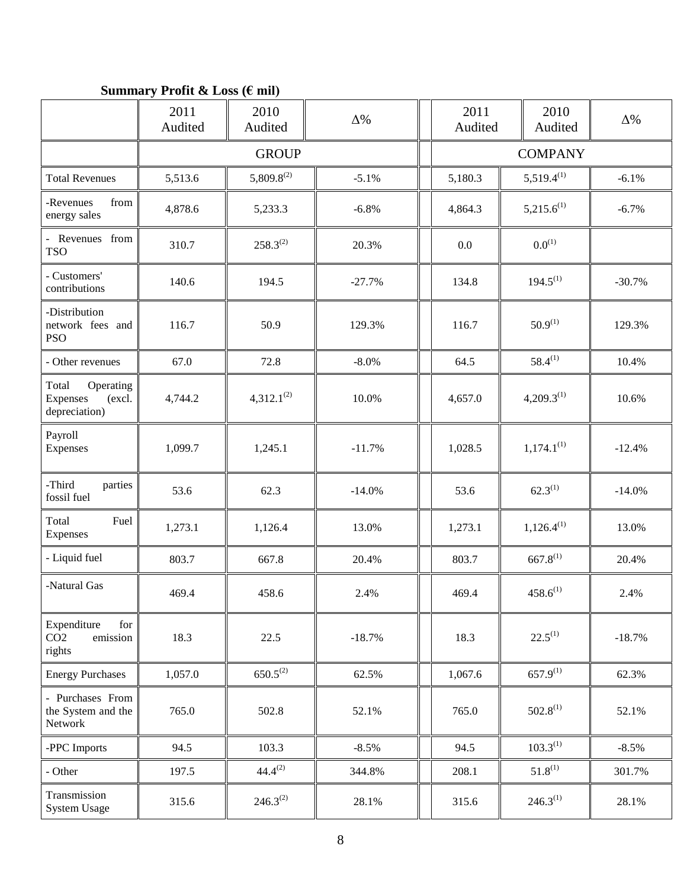**Summary Profit & Loss (€ mil)**

| | 2011 Audited | 2010 Audited | Δ% | 2011 Audited | 2010 Audited | Δ% |
|---|---|---|---|---|---|---|
| | GROUP | | | COMPANY | | |
| Total Revenues | 5,513.6 | 5,809.8(2) | -5.1% | 5,180.3 | 5,519.4(1) | -6.1% |
| -Revenues from energy sales | 4,878.6 | 5,233.3 | -6.8% | 4,864.3 | 5,215.6(1) | -6.7% |
| - Revenues from TSO | 310.7 | 258.3(2) | 20.3% | 0.0 | 0.0(1) | |
| - Customers' contributions | 140.6 | 194.5 | -27.7% | 134.8 | 194.5(1) | -30.7% |
| -Distribution network fees and PSO | 116.7 | 50.9 | 129.3% | 116.7 | 50.9(1) | 129.3% |
| - Other revenues | 67.0 | 72.8 | -8.0% | 64.5 | 58.4(1) | 10.4% |
| Total Operating Expenses (excl. depreciation) | 4,744.2 | 4,312.1(2) | 10.0% | 4,657.0 | 4,209.3(1) | 10.6% |
| Payroll Expenses | 1,099.7 | 1,245.1 | -11.7% | 1,028.5 | 1,174.1(1) | -12.4% |
| -Third parties fossil fuel | 53.6 | 62.3 | -14.0% | 53.6 | 62.3(1) | -14.0% |
| Total Fuel Expenses | 1,273.1 | 1,126.4 | 13.0% | 1,273.1 | 1,126.4(1) | 13.0% |
| - Liquid fuel | 803.7 | 667.8 | 20.4% | 803.7 | 667.8(1) | 20.4% |
| -Natural Gas | 469.4 | 458.6 | 2.4% | 469.4 | 458.6(1) | 2.4% |
| Expenditure for $CO_2$ emission rights | 18.3 | 22.5 | -18.7% | 18.3 | 22.5(1) | -18.7% |
| Energy Purchases | 1,057.0 | 650.5(2) | 62.5% | 1,067.6 | 657.9(1) | 62.3% |
| - Purchases From the System and the Network | 765.0 | 502.8 | 52.1% | 765.0 | 502.8(1) | 52.1% |
| -PPC Imports | 94.5 | 103.3 | -8.5% | 94.5 | 103.3(1) | -8.5% |
| - Other | 197.5 | 44.4(2) | 344.8% | 208.1 | 51.8(1) | 301.7% |
| Transmission System Usage | 315.6 | 246.3(2) | 28.1% | 315.6 | 246.3(1) | 28.1% |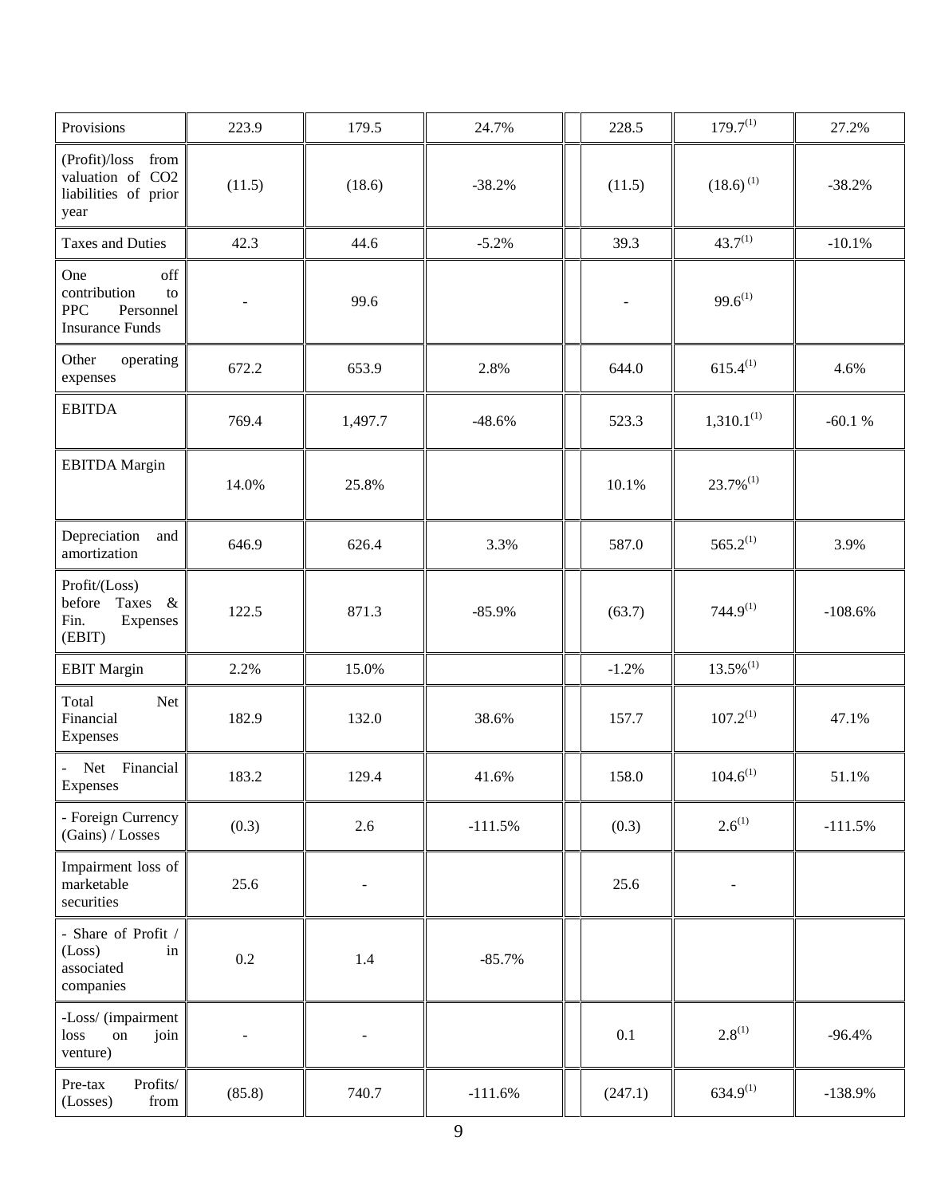| | | | | | | | |
|---|---|---|---|---|---|---|---|
| Provisions | 223.9 | 179.5 | 24.7% | | 228.5 | 179.7[1] | 27.2% |
| (Profit)/loss from valuation of CO2 liabilities of prior year | (11.5) | (18.6) | -38.2% | | (11.5) | (18.6)[1] | -38.2% |
| Taxes and Duties | 42.3 | 44.6 | -5.2% | | 39.3 | 43.7[1] | -10.1% |
| One off contribution to PPC Personnel Insurance Funds | - | 99.6 | | | - | 99.6[1] | |
| Other operating expenses | 672.2 | 653.9 | 2.8% | | 644.0 | 615.4[1] | 4.6% |
| EBITDA | 769.4 | 1,497.7 | -48.6% | | 523.3 | 1,310.1[1] | -60.1 % |
| EBITDA Margin | 14.0% | 25.8% | | | 10.1% | 23.7%[1] | |
| Depreciation and amortization | 646.9 | 626.4 | 3.3% | | 587.0 | 565.2[1] | 3.9% |
| Profit/(Loss) before Taxes & Fin. Expenses (EBIT) | 122.5 | 871.3 | -85.9% | | (63.7) | 744.9[1] | -108.6% |
| EBIT Margin | 2.2% | 15.0% | | | -1.2% | 13.5%[1] | |
| Total Net Financial Expenses | 182.9 | 132.0 | 38.6% | | 157.7 | 107.2[1] | 47.1% |
| - Net Financial Expenses | 183.2 | 129.4 | 41.6% | | 158.0 | 104.6[1] | 51.1% |
| - Foreign Currency (Gains) / Losses | (0.3) | 2.6 | -111.5% | | (0.3) | 2.6[1] | -111.5% |
| Impairment loss of marketable securities | 25.6 | - | | | 25.6 | - | |
| - Share of Profit / (Loss) in associated companies | 0.2 | 1.4 | -85.7% | | | | |
| -Loss/ (impairment loss on join venture) | - | - | | | 0.1 | 2.8[1] | -96.4% |
| Pre-tax Profits/ (Losses) from | (85.8) | 740.7 | -111.6% | | (247.1) | 634.9[1] | -138.9% |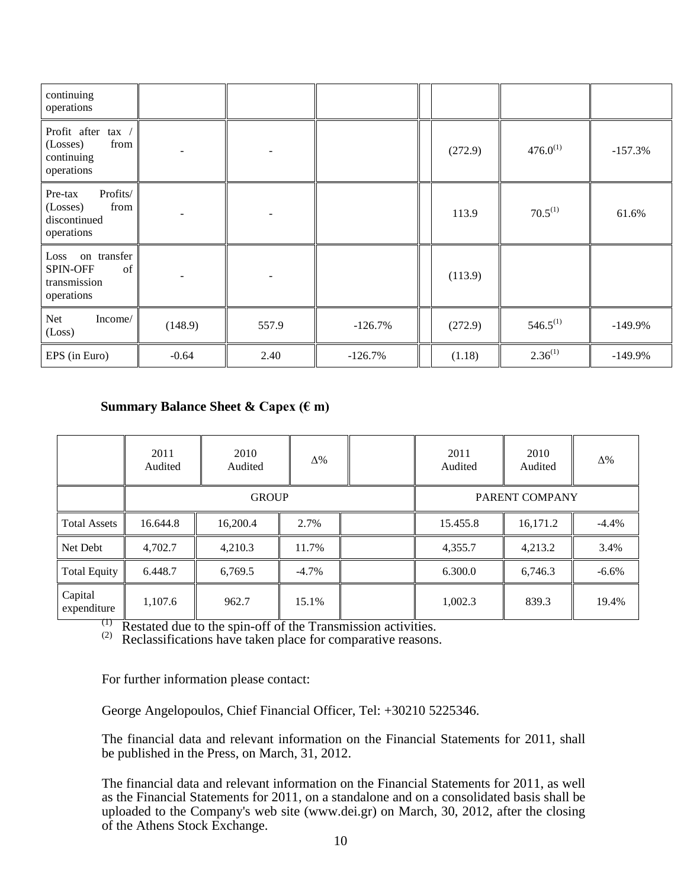| | | | | | | | |
|---|---|---|---|---|---|---|---|
| continuing operations | | | | | | | |
| Profit after tax / (Losses) from continuing operations | - | - | | | (272.9) | 476.0[(1)] | -157.3% |
| Pre-tax Profits/ (Losses) from discontinued operations | - | - | | | 113.9 | 70.5[(1)] | 61.6% |
| Loss on transfer SPIN-OFF of transmission operations | - | - | | | (113.9) | | |
| Net Income/ (Loss) | (148.9) | 557.9 | -126.7% | | (272.9) | 546.5[(1)] | -149.9% |
| EPS (in Euro) | -0.64 | 2.40 | -126.7% | | (1.18) | 2.36[(1)] | -149.9% |

**Summary Balance Sheet & Capex (€ m)**

| | 2011 Audited | 2010 Audited | Δ% | | 2011 Audited | 2010 Audited | Δ% |
|---|---|---|---|---|---|---|---|
| | GROUP | | | | PARENT COMPANY | | |
| Total Assets | 16.644.8 | 16,200.4 | 2.7% | | 15.455.8 | 16,171.2 | -4.4% |
| Net Debt | 4,702.7 | 4,210.3 | 11.7% | | 4,355.7 | 4,213.2 | 3.4% |
| Total Equity | 6.448.7 | 6,769.5 | -4.7% | | 6.300.0 | 6,746.3 | -6.6% |
| Capital expenditure | 1,107.6 | 962.7 | 15.1% | | 1,002.3 | 839.3 | 19.4% |

(1) Restated due to the spin-off of the Transmission activities.
(2) Reclassifications have taken place for comparative reasons.

For further information please contact:

George Angelopoulos, Chief Financial Officer, Tel: +30210 5225346.

The financial data and relevant information on the Financial Statements for 2011, shall be published in the Press, on March, 31, 2012.

The financial data and relevant information on the Financial Statements for 2011, as well as the Financial Statements for 2011, on a standalone and on a consolidated basis shall be uploaded to the Company's web site (www.dei.gr) on March, 30, 2012, after the closing of the Athens Stock Exchange.